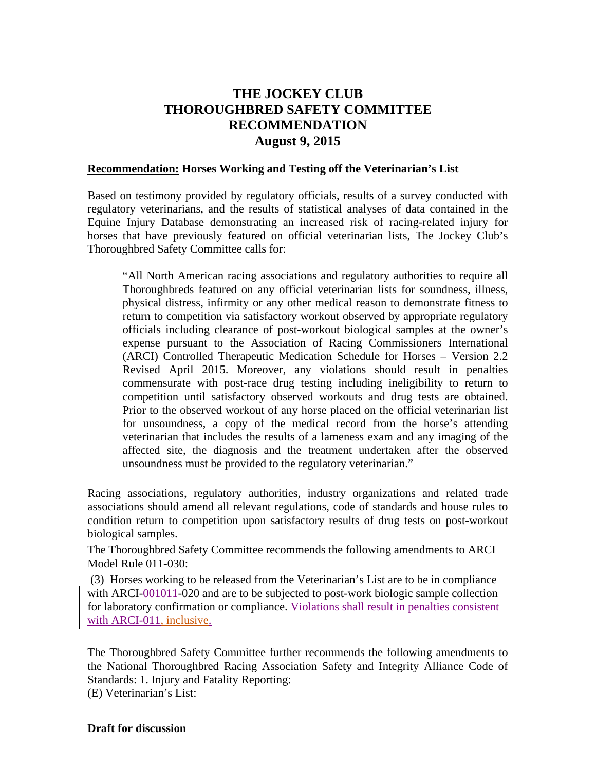# THE JOCKEY CLUB
# THOROUGHBRED SAFETY COMMITTEE
# RECOMMENDATION
# August 9, 2015

**Recommendation: Horses Working and Testing off the Veterinarian's List**

Based on testimony provided by regulatory officials, results of a survey conducted with regulatory veterinarians, and the results of statistical analyses of data contained in the Equine Injury Database demonstrating an increased risk of racing-related injury for horses that have previously featured on official veterinarian lists, The Jockey Club's Thoroughbred Safety Committee calls for:

> "All North American racing associations and regulatory authorities to require all Thoroughbreds featured on any official veterinarian lists for soundness, illness, physical distress, infirmity or any other medical reason to demonstrate fitness to return to competition via satisfactory workout observed by appropriate regulatory officials including clearance of post-workout biological samples at the owner's expense pursuant to the Association of Racing Commissioners International (ARCI) Controlled Therapeutic Medication Schedule for Horses – Version 2.2 Revised April 2015. Moreover, any violations should result in penalties commensurate with post-race drug testing including ineligibility to return to competition until satisfactory observed workouts and drug tests are obtained. Prior to the observed workout of any horse placed on the official veterinarian list for unsoundness, a copy of the medical record from the horse's attending veterinarian that includes the results of a lameness exam and any imaging of the affected site, the diagnosis and the treatment undertaken after the observed unsoundness must be provided to the regulatory veterinarian."

Racing associations, regulatory authorities, industry organizations and related trade associations should amend all relevant regulations, code of standards and house rules to condition return to competition upon satisfactory results of drug tests on post-workout biological samples.

The Thoroughbred Safety Committee recommends the following amendments to ARCI Model Rule 011-030:

(3) Horses working to be released from the Veterinarian's List are to be in compliance with ARCI-~~001~~011-020 and are to be subjected to post-work biologic sample collection for laboratory confirmation or compliance. Violations shall result in penalties consistent with ARCI-011, inclusive.

The Thoroughbred Safety Committee further recommends the following amendments to the National Thoroughbred Racing Association Safety and Integrity Alliance Code of Standards: 1. Injury and Fatality Reporting:

(E) Veterinarian's List: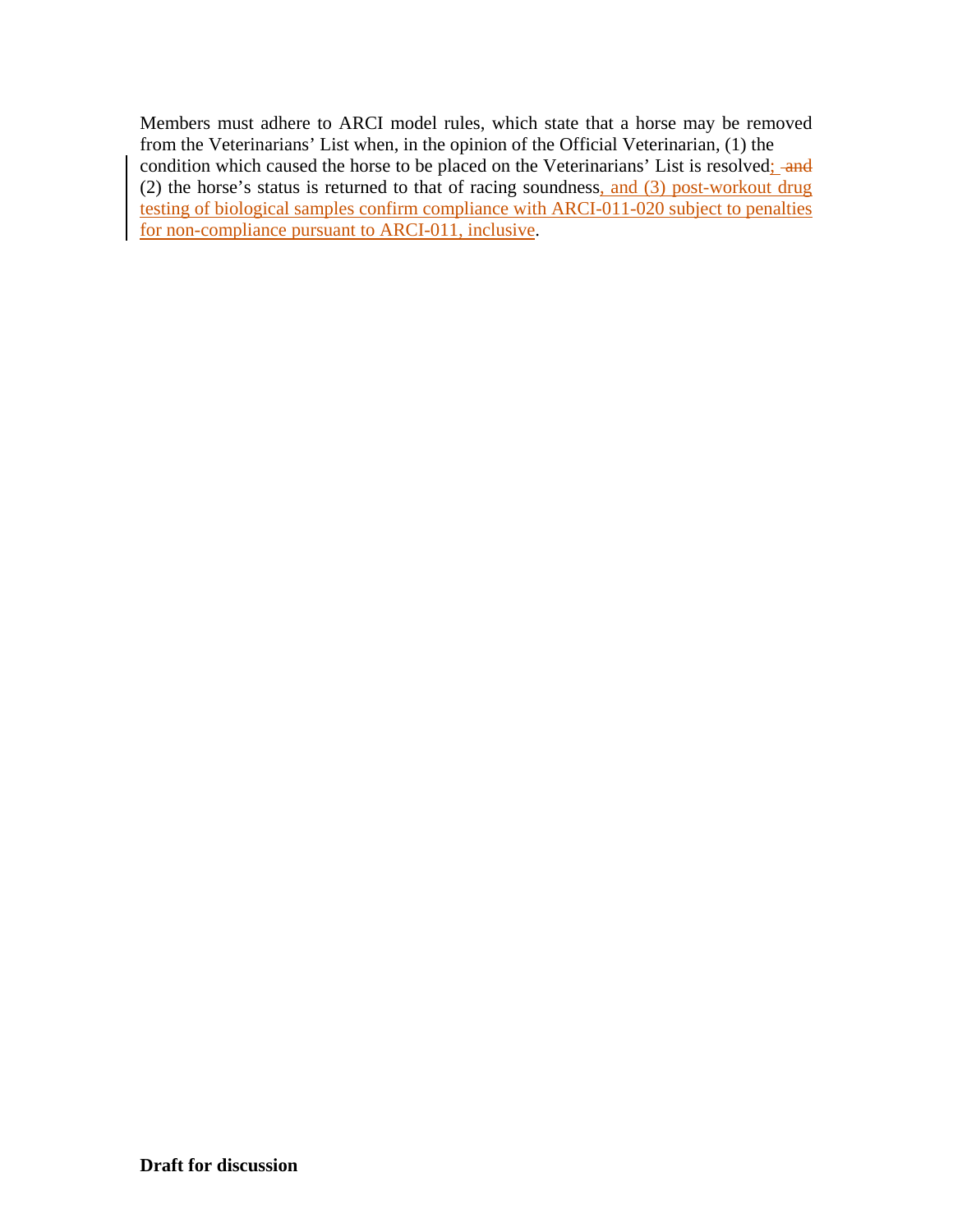Members must adhere to ARCI model rules, which state that a horse may be removed from the Veterinarians' List when, in the opinion of the Official Veterinarian, (1) the condition which caused the horse to be placed on the Veterinarians' List is resolved; ~~and~~ (2) the horse's status is returned to that of racing soundness, and (3) post-workout drug testing of biological samples confirm compliance with ARCI-011-020 subject to penalties for non-compliance pursuant to ARCI-011, inclusive.